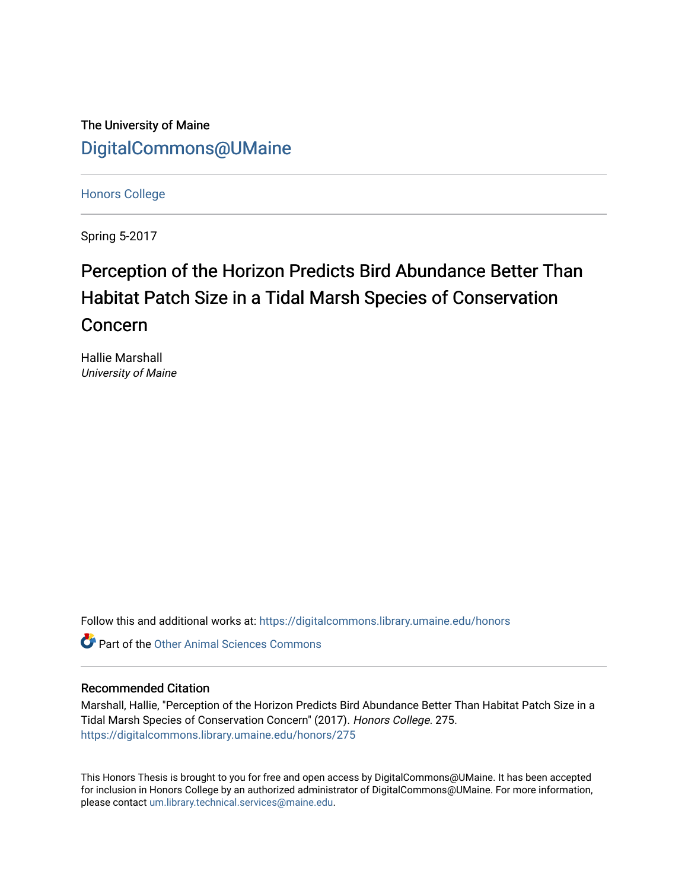The University of Maine

DigitalCommons@UMaine

Honors College

Spring 5-2017

# Perception of the Horizon Predicts Bird Abundance Better Than Habitat Patch Size in a Tidal Marsh Species of Conservation Concern

Hallie Marshall

*University of Maine*

Follow this and additional works at: https://digitalcommons.library.umaine.edu/honors

Part of the Other Animal Sciences Commons

## Recommended Citation

Marshall, Hallie, "Perception of the Horizon Predicts Bird Abundance Better Than Habitat Patch Size in a Tidal Marsh Species of Conservation Concern" (2017). *Honors College*. 275.
https://digitalcommons.library.umaine.edu/honors/275

This Honors Thesis is brought to you for free and open access by DigitalCommons@UMaine. It has been accepted for inclusion in Honors College by an authorized administrator of DigitalCommons@UMaine. For more information, please contact um.library.technical.services@maine.edu.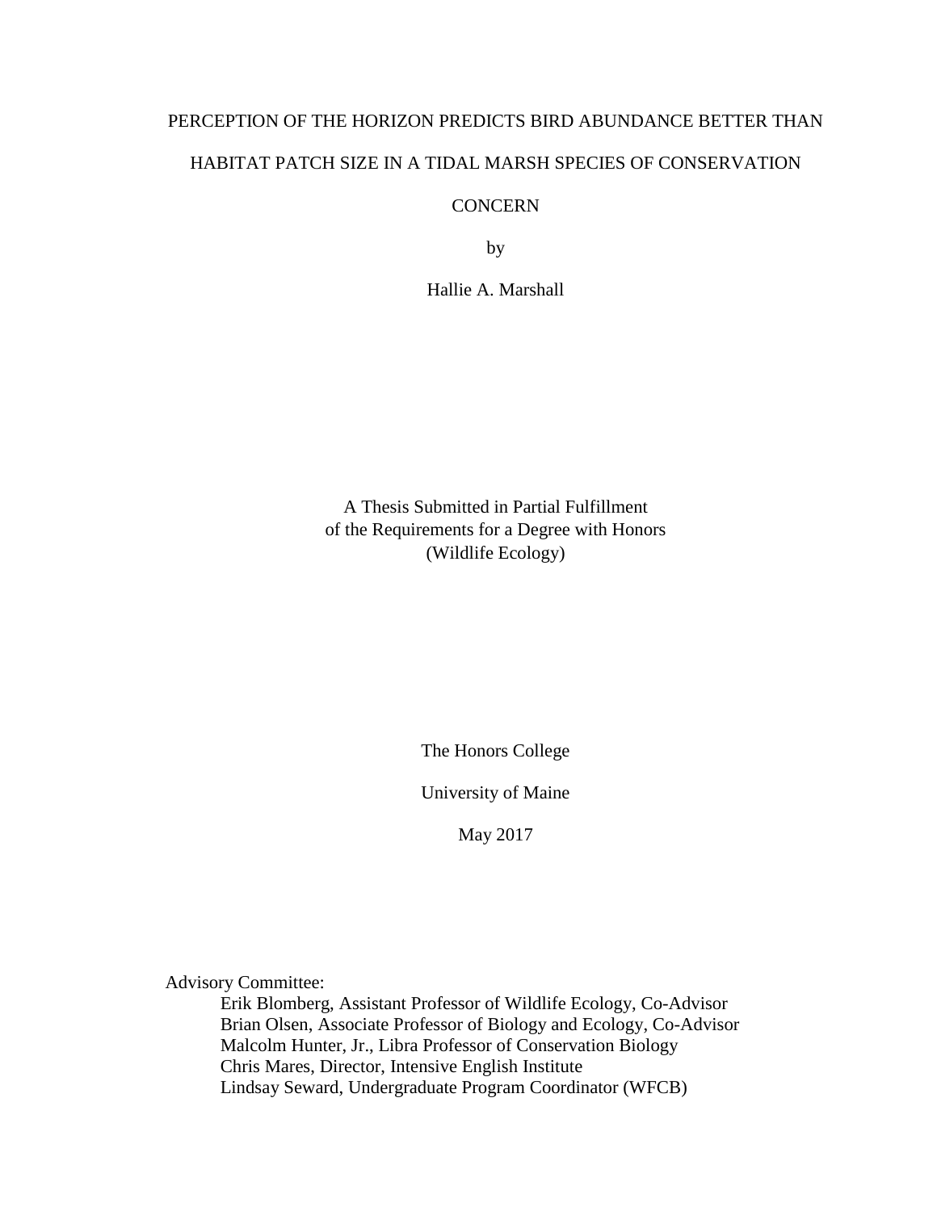# PERCEPTION OF THE HORIZON PREDICTS BIRD ABUNDANCE BETTER THAN HABITAT PATCH SIZE IN A TIDAL MARSH SPECIES OF CONSERVATION CONCERN

by

Hallie A. Marshall

A Thesis Submitted in Partial Fulfillment
of the Requirements for a Degree with Honors
(Wildlife Ecology)

The Honors College

University of Maine

May 2017

Advisory Committee:

Erik Blomberg, Assistant Professor of Wildlife Ecology, Co-Advisor
Brian Olsen, Associate Professor of Biology and Ecology, Co-Advisor
Malcolm Hunter, Jr., Libra Professor of Conservation Biology
Chris Mares, Director, Intensive English Institute
Lindsay Seward, Undergraduate Program Coordinator (WFCB)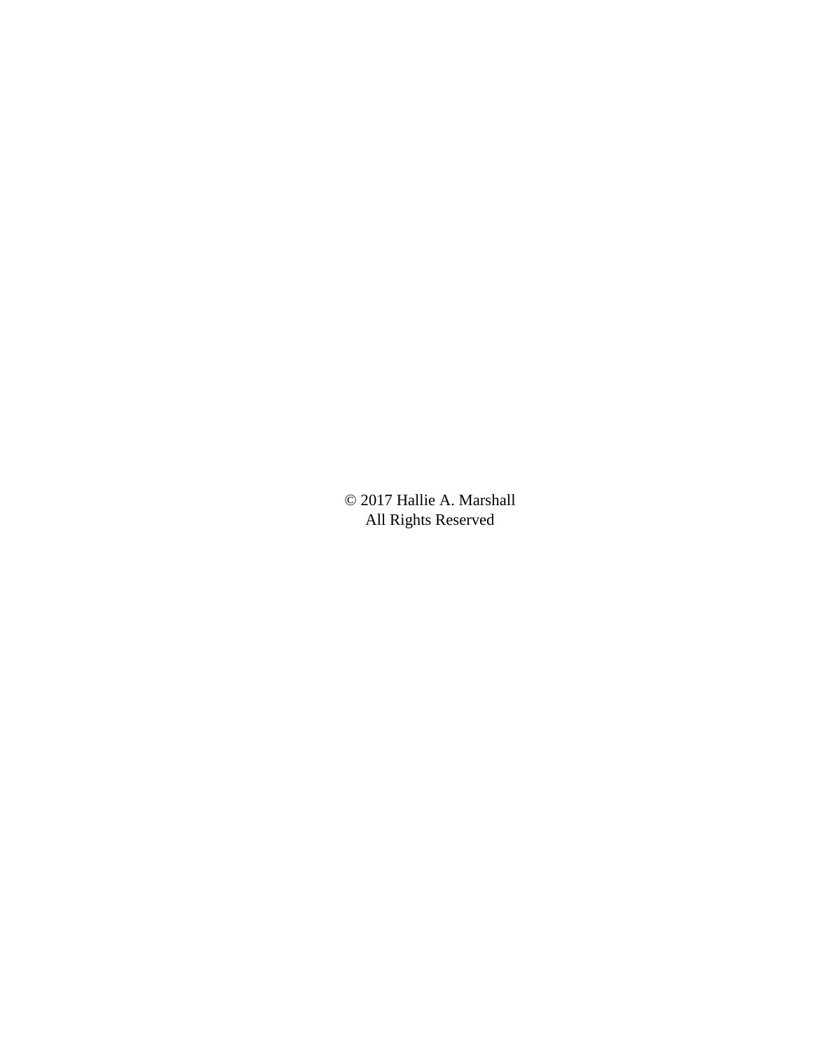© 2017 Hallie A. Marshall
All Rights Reserved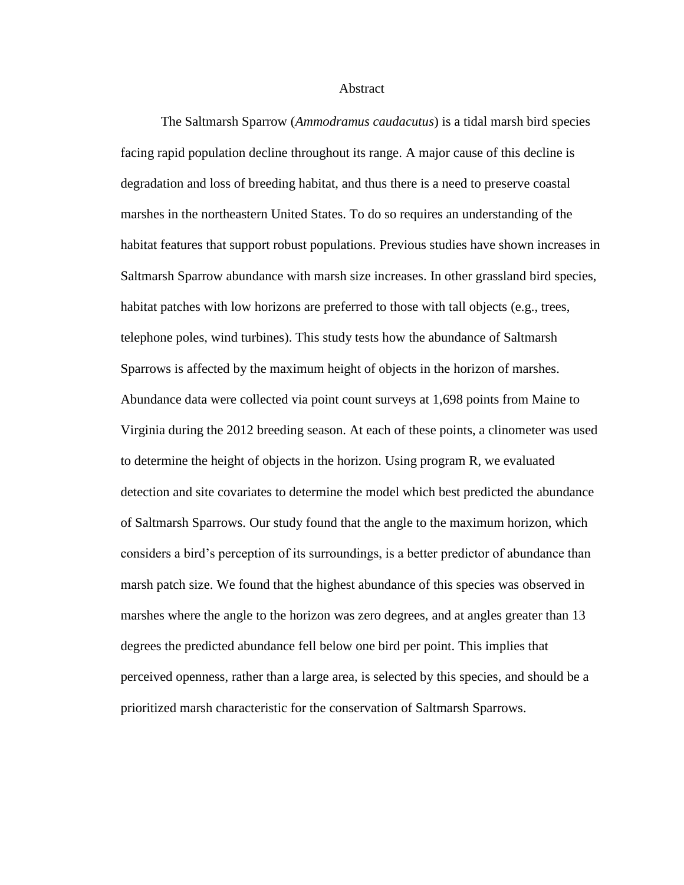# Abstract

The Saltmarsh Sparrow (*Ammodramus caudacutus*) is a tidal marsh bird species facing rapid population decline throughout its range. A major cause of this decline is degradation and loss of breeding habitat, and thus there is a need to preserve coastal marshes in the northeastern United States. To do so requires an understanding of the habitat features that support robust populations. Previous studies have shown increases in Saltmarsh Sparrow abundance with marsh size increases. In other grassland bird species, habitat patches with low horizons are preferred to those with tall objects (e.g., trees, telephone poles, wind turbines). This study tests how the abundance of Saltmarsh Sparrows is affected by the maximum height of objects in the horizon of marshes. Abundance data were collected via point count surveys at 1,698 points from Maine to Virginia during the 2012 breeding season. At each of these points, a clinometer was used to determine the height of objects in the horizon. Using program R, we evaluated detection and site covariates to determine the model which best predicted the abundance of Saltmarsh Sparrows. Our study found that the angle to the maximum horizon, which considers a bird's perception of its surroundings, is a better predictor of abundance than marsh patch size. We found that the highest abundance of this species was observed in marshes where the angle to the horizon was zero degrees, and at angles greater than 13 degrees the predicted abundance fell below one bird per point. This implies that perceived openness, rather than a large area, is selected by this species, and should be a prioritized marsh characteristic for the conservation of Saltmarsh Sparrows.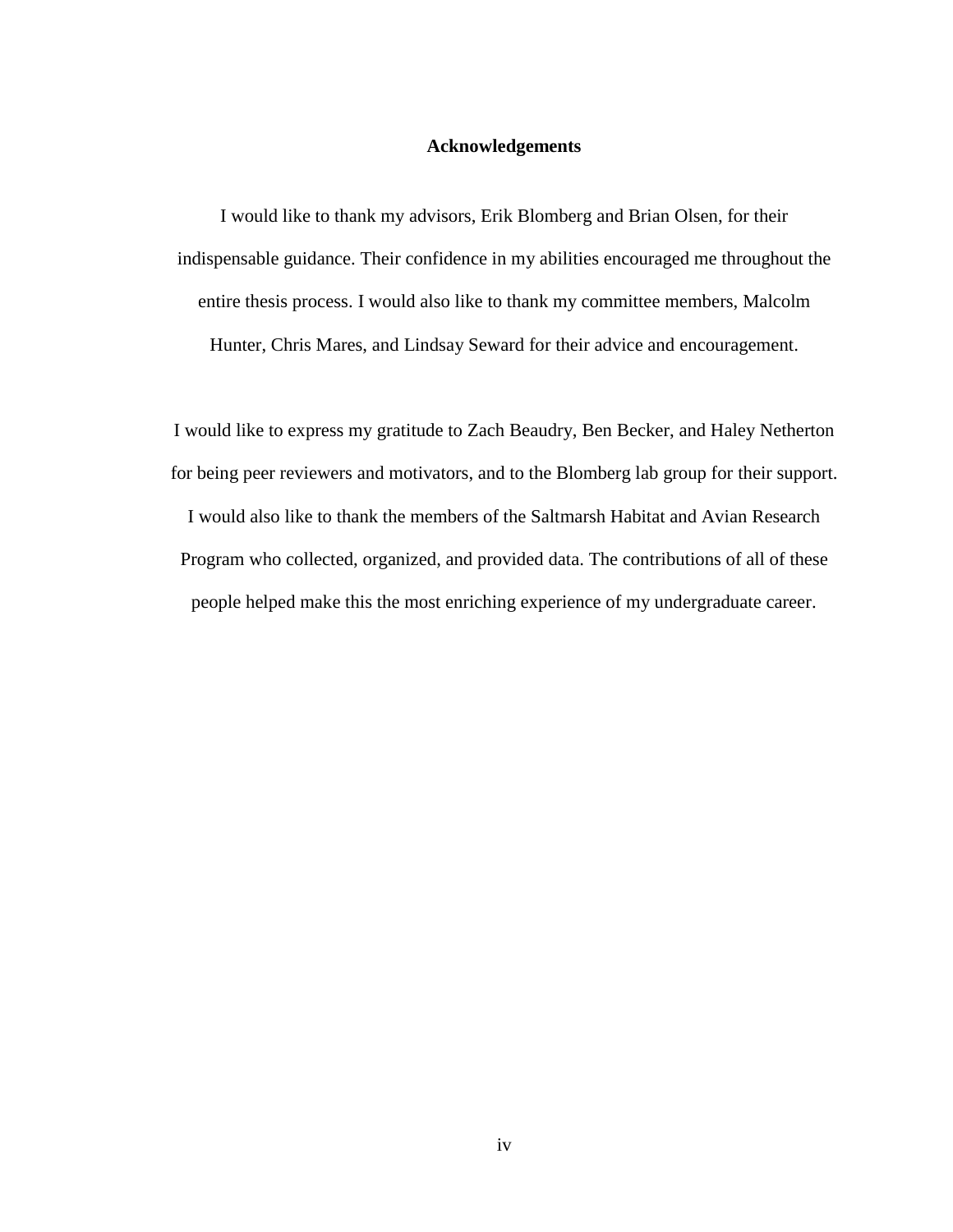# Acknowledgements

I would like to thank my advisors, Erik Blomberg and Brian Olsen, for their indispensable guidance. Their confidence in my abilities encouraged me throughout the entire thesis process. I would also like to thank my committee members, Malcolm Hunter, Chris Mares, and Lindsay Seward for their advice and encouragement.

I would like to express my gratitude to Zach Beaudry, Ben Becker, and Haley Netherton for being peer reviewers and motivators, and to the Blomberg lab group for their support. I would also like to thank the members of the Saltmarsh Habitat and Avian Research Program who collected, organized, and provided data. The contributions of all of these people helped make this the most enriching experience of my undergraduate career.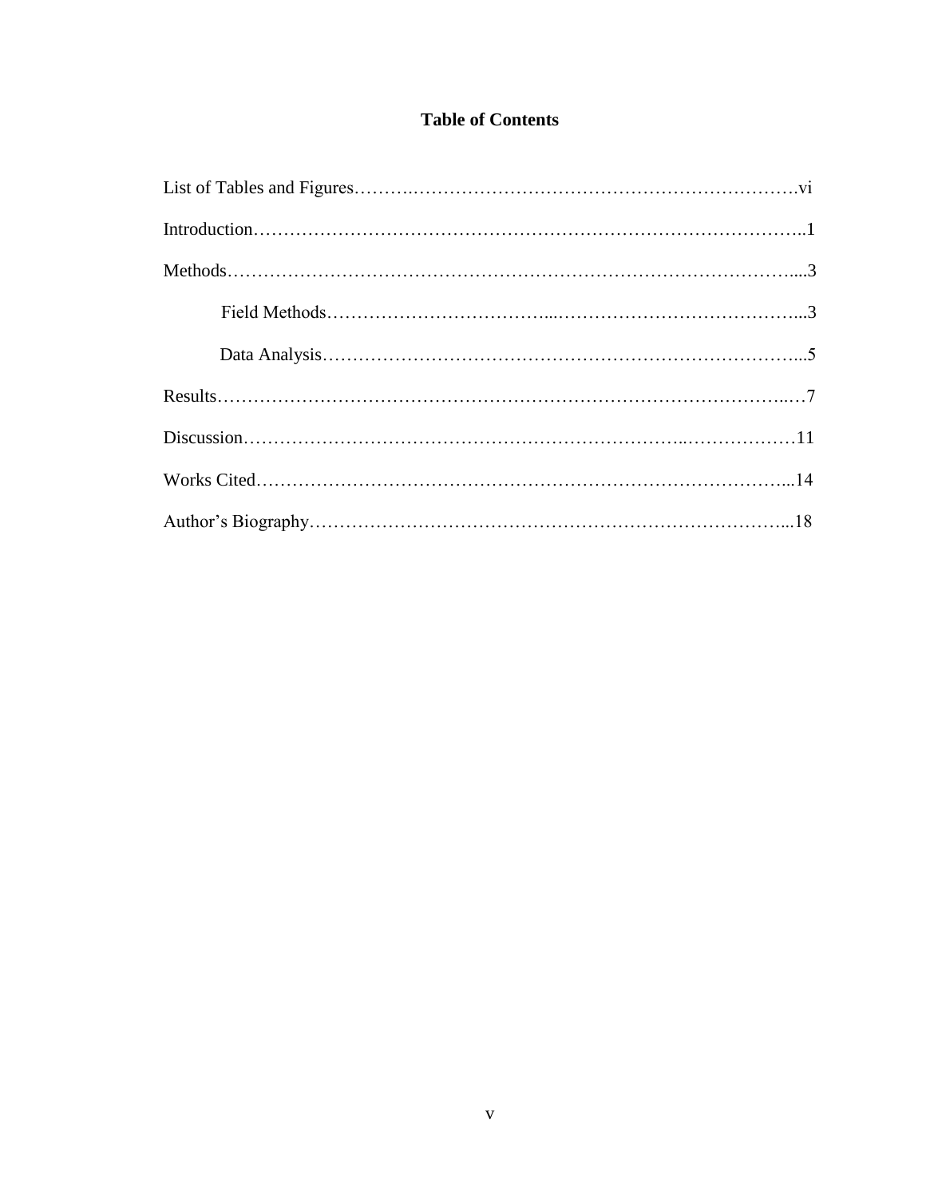## Table of Contents

List of Tables and Figures……….…………………………………………………….………vi

Introduction……………………………………………………………………………..1

Methods………………………………………………………………………….……....3

- Field Methods……………………………...…………………………………...3
- Data Analysis……………………………………………………………………...5

Results……………………………………………………………………………...…7

Discussion……………………………………………………………..………………11

Works Cited……………………………………………………………………………...14

Author’s Biography………………………………………………………………………...18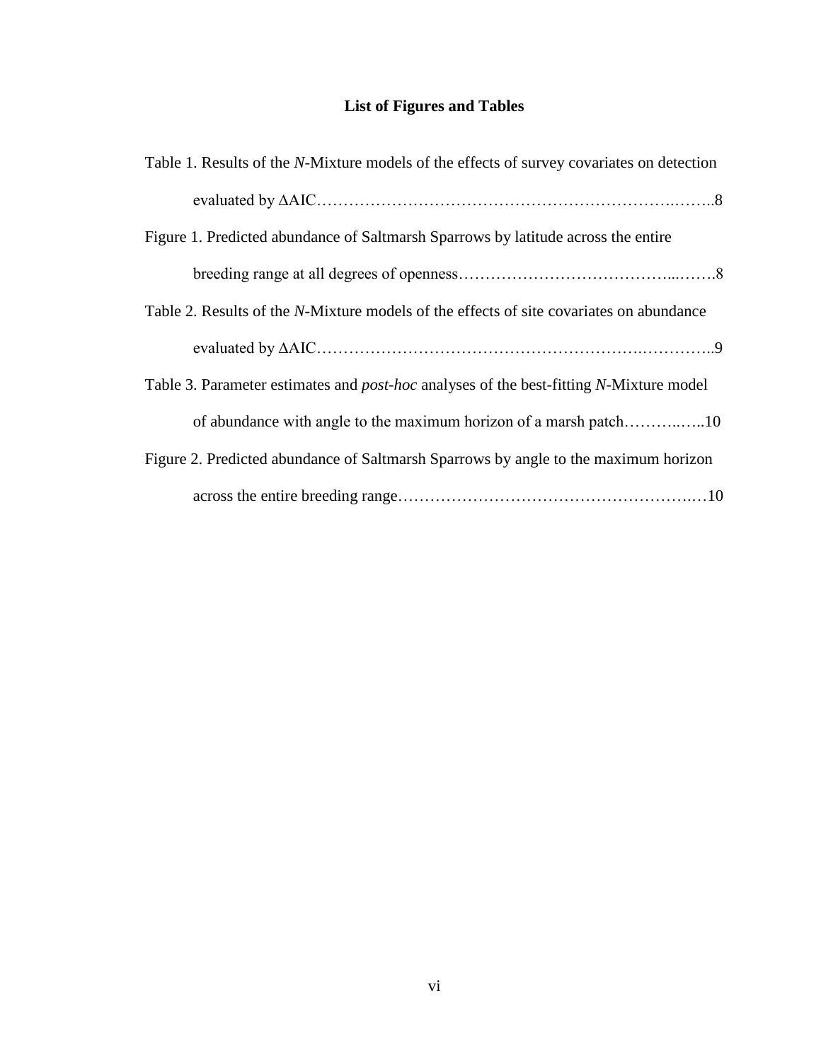## List of Figures and Tables

Table 1. Results of the *N*-Mixture models of the effects of survey covariates on detection evaluated by ΔAIC…………………………………………………………….……..8

Figure 1. Predicted abundance of Saltmarsh Sparrows by latitude across the entire breeding range at all degrees of openness…………………………………...…….8

Table 2. Results of the *N*-Mixture models of the effects of site covariates on abundance evaluated by ΔAIC…………………………………………………….…………..9

Table 3. Parameter estimates and *post-hoc* analyses of the best-fitting *N*-Mixture model of abundance with angle to the maximum horizon of a marsh patch………..…..10

Figure 2. Predicted abundance of Saltmarsh Sparrows by angle to the maximum horizon across the entire breeding range……………………………………………….…10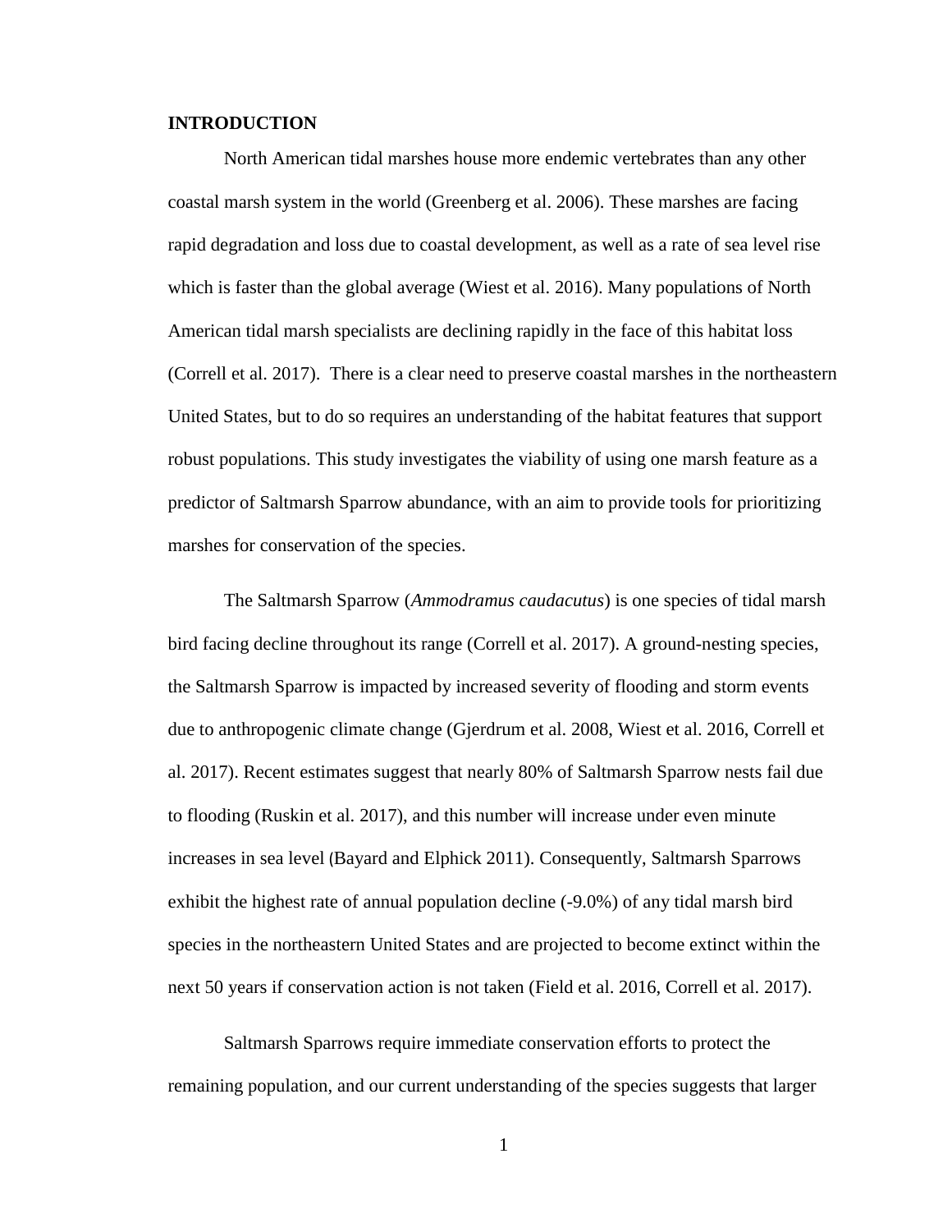# INTRODUCTION

North American tidal marshes house more endemic vertebrates than any other coastal marsh system in the world (Greenberg et al. 2006). These marshes are facing rapid degradation and loss due to coastal development, as well as a rate of sea level rise which is faster than the global average (Wiest et al. 2016). Many populations of North American tidal marsh specialists are declining rapidly in the face of this habitat loss (Correll et al. 2017). There is a clear need to preserve coastal marshes in the northeastern United States, but to do so requires an understanding of the habitat features that support robust populations. This study investigates the viability of using one marsh feature as a predictor of Saltmarsh Sparrow abundance, with an aim to provide tools for prioritizing marshes for conservation of the species.

The Saltmarsh Sparrow (*Ammodramus caudacutus*) is one species of tidal marsh bird facing decline throughout its range (Correll et al. 2017). A ground-nesting species, the Saltmarsh Sparrow is impacted by increased severity of flooding and storm events due to anthropogenic climate change (Gjerdrum et al. 2008, Wiest et al. 2016, Correll et al. 2017). Recent estimates suggest that nearly 80% of Saltmarsh Sparrow nests fail due to flooding (Ruskin et al. 2017), and this number will increase under even minute increases in sea level (Bayard and Elphick 2011). Consequently, Saltmarsh Sparrows exhibit the highest rate of annual population decline (-9.0%) of any tidal marsh bird species in the northeastern United States and are projected to become extinct within the next 50 years if conservation action is not taken (Field et al. 2016, Correll et al. 2017).

Saltmarsh Sparrows require immediate conservation efforts to protect the remaining population, and our current understanding of the species suggests that larger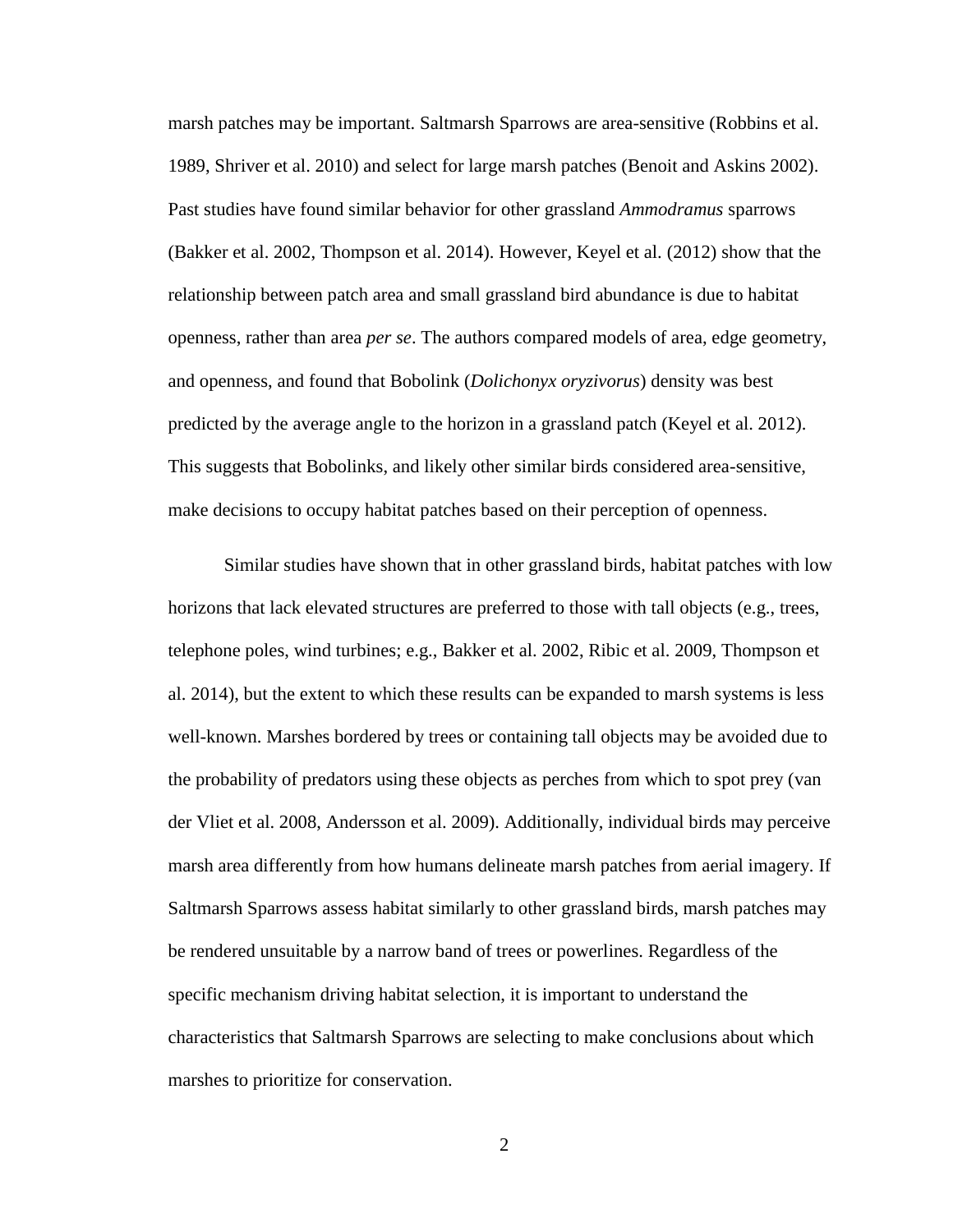marsh patches may be important. Saltmarsh Sparrows are area-sensitive (Robbins et al. 1989, Shriver et al. 2010) and select for large marsh patches (Benoit and Askins 2002). Past studies have found similar behavior for other grassland *Ammodramus* sparrows (Bakker et al. 2002, Thompson et al. 2014). However, Keyel et al. (2012) show that the relationship between patch area and small grassland bird abundance is due to habitat openness, rather than area *per se*. The authors compared models of area, edge geometry, and openness, and found that Bobolink (*Dolichonyx oryzivorus*) density was best predicted by the average angle to the horizon in a grassland patch (Keyel et al. 2012). This suggests that Bobolinks, and likely other similar birds considered area-sensitive, make decisions to occupy habitat patches based on their perception of openness.

Similar studies have shown that in other grassland birds, habitat patches with low horizons that lack elevated structures are preferred to those with tall objects (e.g., trees, telephone poles, wind turbines; e.g., Bakker et al. 2002, Ribic et al. 2009, Thompson et al. 2014), but the extent to which these results can be expanded to marsh systems is less well-known. Marshes bordered by trees or containing tall objects may be avoided due to the probability of predators using these objects as perches from which to spot prey (van der Vliet et al. 2008, Andersson et al. 2009). Additionally, individual birds may perceive marsh area differently from how humans delineate marsh patches from aerial imagery. If Saltmarsh Sparrows assess habitat similarly to other grassland birds, marsh patches may be rendered unsuitable by a narrow band of trees or powerlines. Regardless of the specific mechanism driving habitat selection, it is important to understand the characteristics that Saltmarsh Sparrows are selecting to make conclusions about which marshes to prioritize for conservation.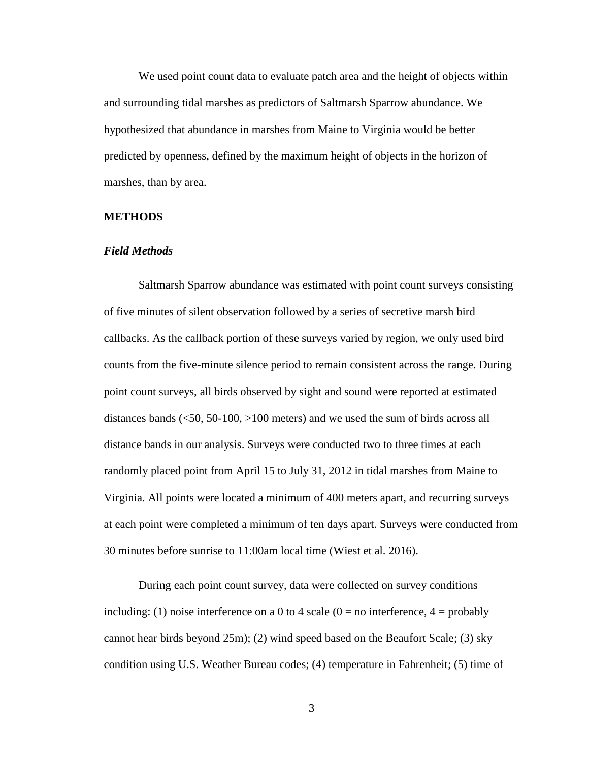We used point count data to evaluate patch area and the height of objects within and surrounding tidal marshes as predictors of Saltmarsh Sparrow abundance. We hypothesized that abundance in marshes from Maine to Virginia would be better predicted by openness, defined by the maximum height of objects in the horizon of marshes, than by area.

## METHODS

### *Field Methods*

Saltmarsh Sparrow abundance was estimated with point count surveys consisting of five minutes of silent observation followed by a series of secretive marsh bird callbacks. As the callback portion of these surveys varied by region, we only used bird counts from the five-minute silence period to remain consistent across the range. During point count surveys, all birds observed by sight and sound were reported at estimated distances bands (<50, 50-100, >100 meters) and we used the sum of birds across all distance bands in our analysis. Surveys were conducted two to three times at each randomly placed point from April 15 to July 31, 2012 in tidal marshes from Maine to Virginia. All points were located a minimum of 400 meters apart, and recurring surveys at each point were completed a minimum of ten days apart. Surveys were conducted from 30 minutes before sunrise to 11:00am local time (Wiest et al. 2016).

During each point count survey, data were collected on survey conditions including: (1) noise interference on a 0 to 4 scale (0 = no interference, 4 = probably cannot hear birds beyond 25m); (2) wind speed based on the Beaufort Scale; (3) sky condition using U.S. Weather Bureau codes; (4) temperature in Fahrenheit; (5) time of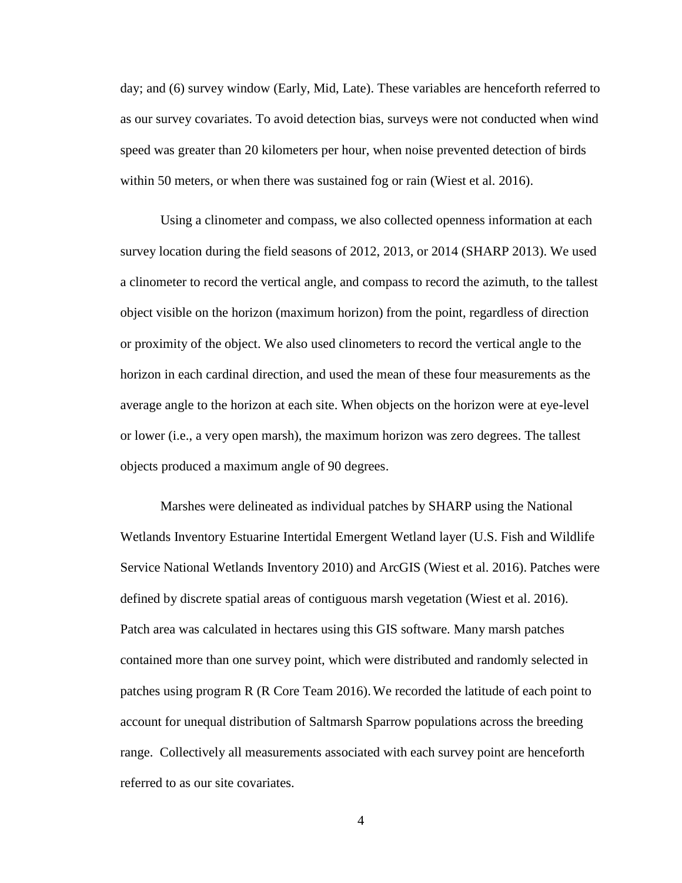day; and (6) survey window (Early, Mid, Late). These variables are henceforth referred to as our survey covariates. To avoid detection bias, surveys were not conducted when wind speed was greater than 20 kilometers per hour, when noise prevented detection of birds within 50 meters, or when there was sustained fog or rain (Wiest et al. 2016).

Using a clinometer and compass, we also collected openness information at each survey location during the field seasons of 2012, 2013, or 2014 (SHARP 2013). We used a clinometer to record the vertical angle, and compass to record the azimuth, to the tallest object visible on the horizon (maximum horizon) from the point, regardless of direction or proximity of the object. We also used clinometers to record the vertical angle to the horizon in each cardinal direction, and used the mean of these four measurements as the average angle to the horizon at each site. When objects on the horizon were at eye-level or lower (i.e., a very open marsh), the maximum horizon was zero degrees. The tallest objects produced a maximum angle of 90 degrees.

Marshes were delineated as individual patches by SHARP using the National Wetlands Inventory Estuarine Intertidal Emergent Wetland layer (U.S. Fish and Wildlife Service National Wetlands Inventory 2010) and ArcGIS (Wiest et al. 2016). Patches were defined by discrete spatial areas of contiguous marsh vegetation (Wiest et al. 2016). Patch area was calculated in hectares using this GIS software. Many marsh patches contained more than one survey point, which were distributed and randomly selected in patches using program R (R Core Team 2016). We recorded the latitude of each point to account for unequal distribution of Saltmarsh Sparrow populations across the breeding range. Collectively all measurements associated with each survey point are henceforth referred to as our site covariates.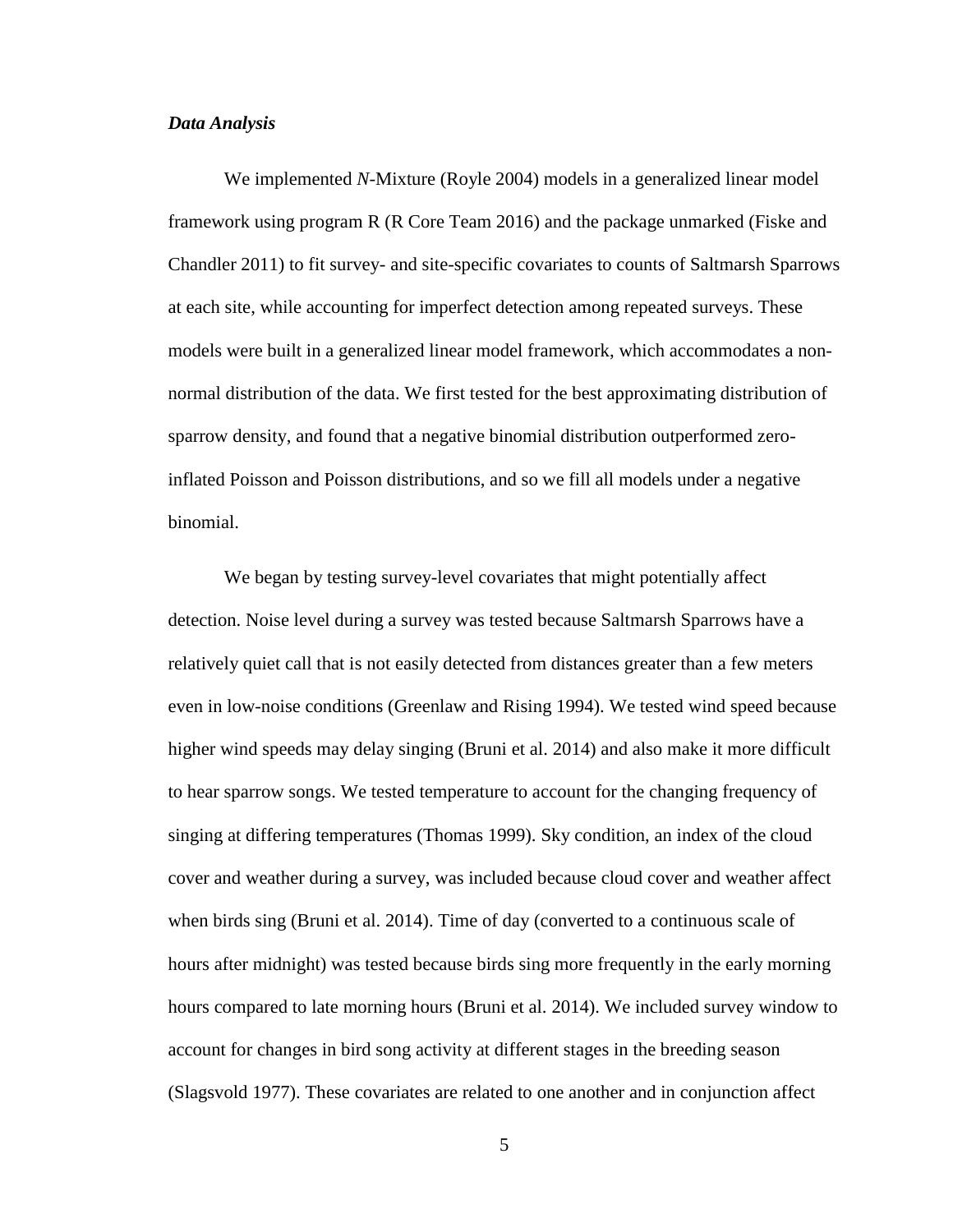### *Data Analysis*

We implemented *N*-Mixture (Royle 2004) models in a generalized linear model framework using program R (R Core Team 2016) and the package unmarked (Fiske and Chandler 2011) to fit survey- and site-specific covariates to counts of Saltmarsh Sparrows at each site, while accounting for imperfect detection among repeated surveys. These models were built in a generalized linear model framework, which accommodates a non-normal distribution of the data. We first tested for the best approximating distribution of sparrow density, and found that a negative binomial distribution outperformed zero-inflated Poisson and Poisson distributions, and so we fill all models under a negative binomial.

We began by testing survey-level covariates that might potentially affect detection. Noise level during a survey was tested because Saltmarsh Sparrows have a relatively quiet call that is not easily detected from distances greater than a few meters even in low-noise conditions (Greenlaw and Rising 1994). We tested wind speed because higher wind speeds may delay singing (Bruni et al. 2014) and also make it more difficult to hear sparrow songs. We tested temperature to account for the changing frequency of singing at differing temperatures (Thomas 1999). Sky condition, an index of the cloud cover and weather during a survey, was included because cloud cover and weather affect when birds sing (Bruni et al. 2014). Time of day (converted to a continuous scale of hours after midnight) was tested because birds sing more frequently in the early morning hours compared to late morning hours (Bruni et al. 2014). We included survey window to account for changes in bird song activity at different stages in the breeding season (Slagsvold 1977). These covariates are related to one another and in conjunction affect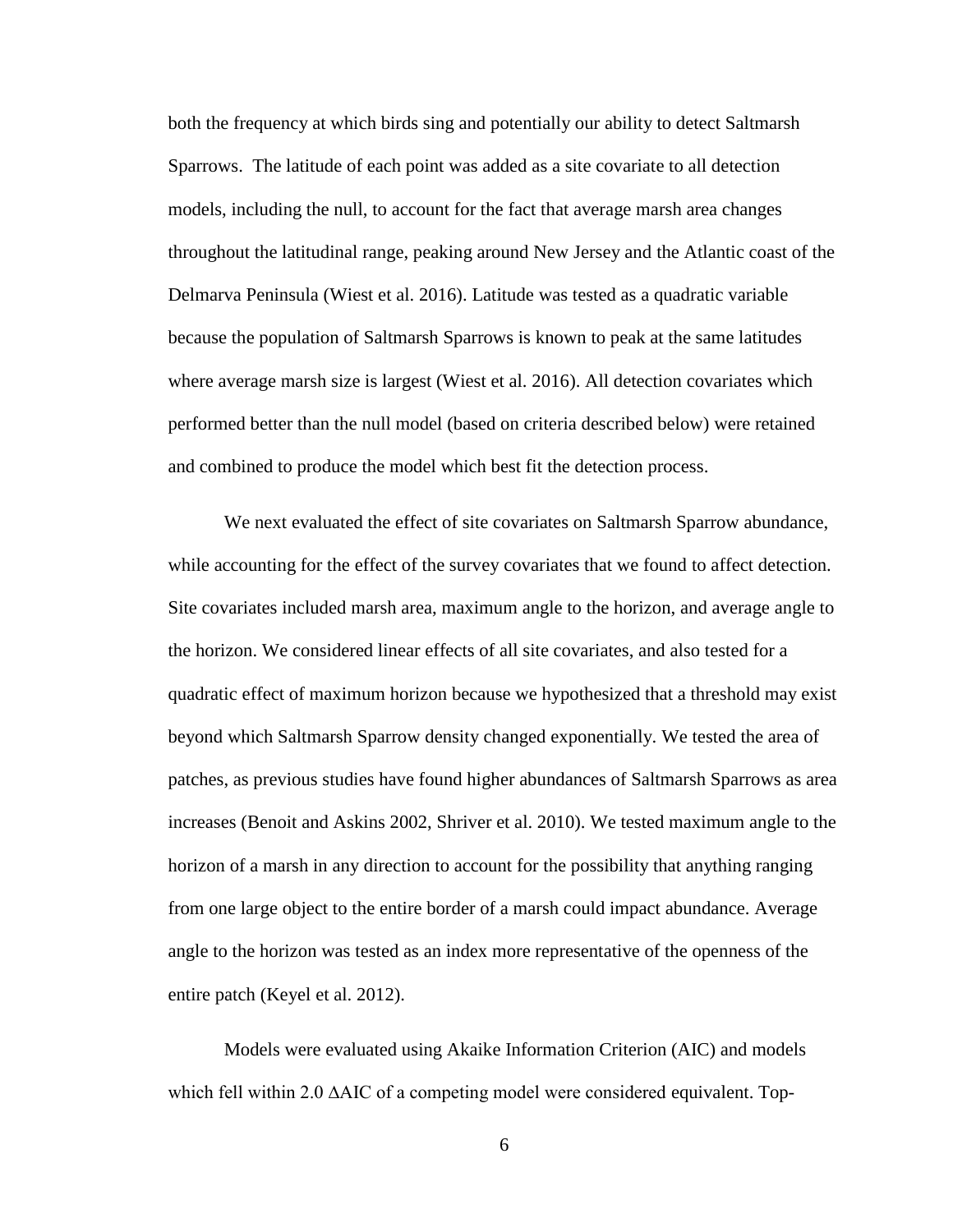both the frequency at which birds sing and potentially our ability to detect Saltmarsh Sparrows. The latitude of each point was added as a site covariate to all detection models, including the null, to account for the fact that average marsh area changes throughout the latitudinal range, peaking around New Jersey and the Atlantic coast of the Delmarva Peninsula (Wiest et al. 2016). Latitude was tested as a quadratic variable because the population of Saltmarsh Sparrows is known to peak at the same latitudes where average marsh size is largest (Wiest et al. 2016). All detection covariates which performed better than the null model (based on criteria described below) were retained and combined to produce the model which best fit the detection process.

We next evaluated the effect of site covariates on Saltmarsh Sparrow abundance, while accounting for the effect of the survey covariates that we found to affect detection. Site covariates included marsh area, maximum angle to the horizon, and average angle to the horizon. We considered linear effects of all site covariates, and also tested for a quadratic effect of maximum horizon because we hypothesized that a threshold may exist beyond which Saltmarsh Sparrow density changed exponentially. We tested the area of patches, as previous studies have found higher abundances of Saltmarsh Sparrows as area increases (Benoit and Askins 2002, Shriver et al. 2010). We tested maximum angle to the horizon of a marsh in any direction to account for the possibility that anything ranging from one large object to the entire border of a marsh could impact abundance. Average angle to the horizon was tested as an index more representative of the openness of the entire patch (Keyel et al. 2012).

Models were evaluated using Akaike Information Criterion (AIC) and models which fell within 2.0 ΔAIC of a competing model were considered equivalent. Top-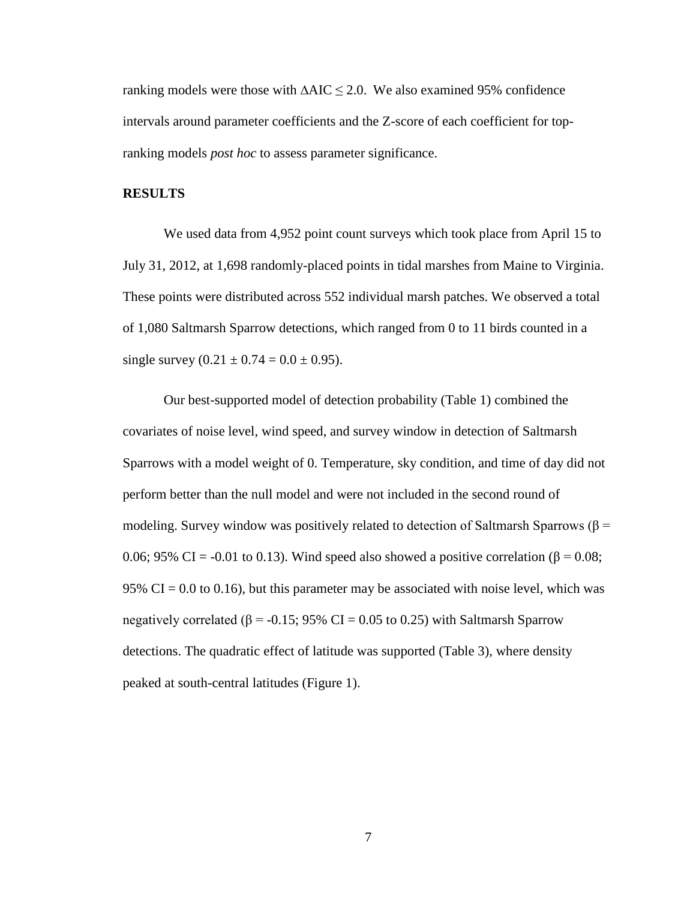ranking models were those with $\Delta$AIC $\leq$ 2.0. We also examined 95% confidence intervals around parameter coefficients and the Z-score of each coefficient for top-ranking models *post hoc* to assess parameter significance.

## RESULTS

We used data from 4,952 point count surveys which took place from April 15 to July 31, 2012, at 1,698 randomly-placed points in tidal marshes from Maine to Virginia. These points were distributed across 552 individual marsh patches. We observed a total of 1,080 Saltmarsh Sparrow detections, which ranged from 0 to 11 birds counted in a single survey ($0.21 \pm 0.74 = 0.0 \pm 0.95$).

Our best-supported model of detection probability (Table 1) combined the covariates of noise level, wind speed, and survey window in detection of Saltmarsh Sparrows with a model weight of 0. Temperature, sky condition, and time of day did not perform better than the null model and were not included in the second round of modeling. Survey window was positively related to detection of Saltmarsh Sparrows ($\beta$ = 0.06; 95% CI = -0.01 to 0.13). Wind speed also showed a positive correlation ($\beta$ = 0.08; 95% CI = 0.0 to 0.16), but this parameter may be associated with noise level, which was negatively correlated ($\beta$ = -0.15; 95% CI = 0.05 to 0.25) with Saltmarsh Sparrow detections. The quadratic effect of latitude was supported (Table 3), where density peaked at south-central latitudes (Figure 1).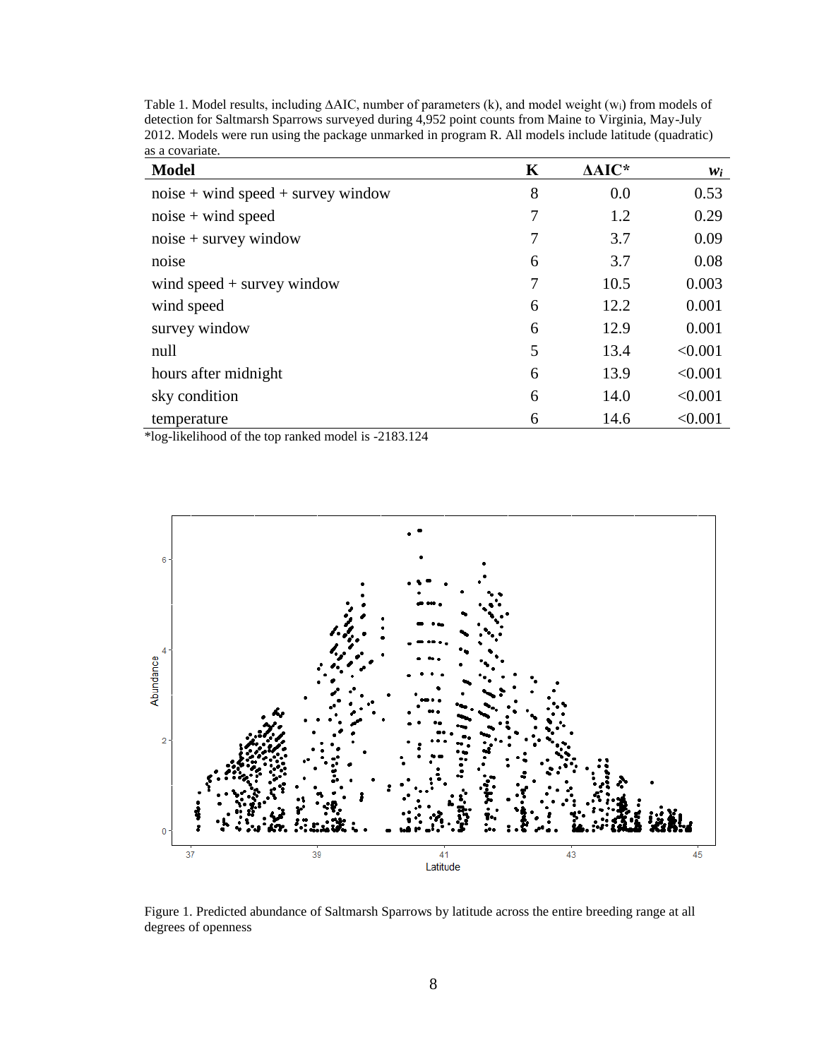Table 1. Model results, including ΔAIC, number of parameters (k), and model weight ($w_i$) from models of detection for Saltmarsh Sparrows surveyed during 4,952 point counts from Maine to Virginia, May-July 2012. Models were run using the package unmarked in program R. All models include latitude (quadratic) as a covariate.

| Model | K | ΔAIC* | $w_i$ |
|---|---|---|---|
| noise + wind speed + survey window | 8 | 0.0 | 0.53 |
| noise + wind speed | 7 | 1.2 | 0.29 |
| noise + survey window | 7 | 3.7 | 0.09 |
| noise | 6 | 3.7 | 0.08 |
| wind speed + survey window | 7 | 10.5 | 0.003 |
| wind speed | 6 | 12.2 | 0.001 |
| survey window | 6 | 12.9 | 0.001 |
| null | 5 | 13.4 | <0.001 |
| hours after midnight | 6 | 13.9 | <0.001 |
| sky condition | 6 | 14.0 | <0.001 |
| temperature | 6 | 14.6 | <0.001 |

*log-likelihood of the top ranked model is -2183.124

Figure 1. Predicted abundance of Saltmarsh Sparrows by latitude across the entire breeding range at all degrees of openness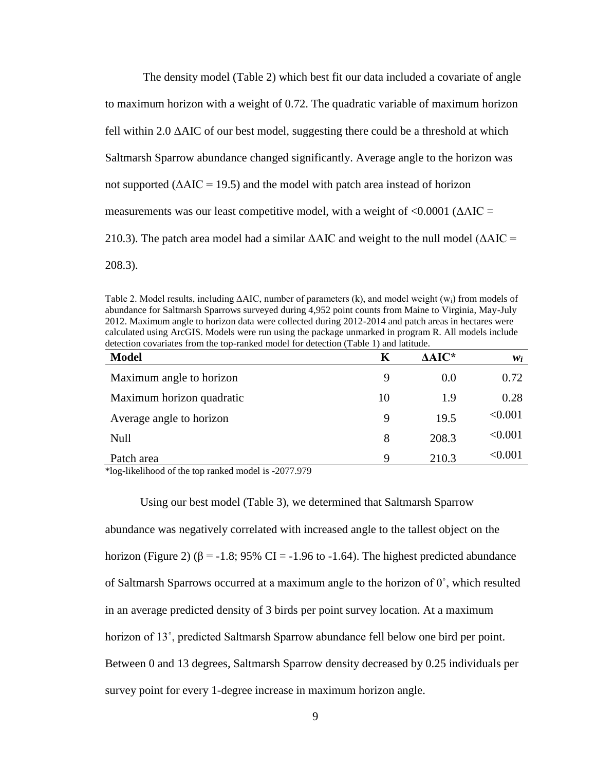The density model (Table 2) which best fit our data included a covariate of angle to maximum horizon with a weight of 0.72. The quadratic variable of maximum horizon fell within 2.0 ∆AIC of our best model, suggesting there could be a threshold at which Saltmarsh Sparrow abundance changed significantly. Average angle to the horizon was not supported (∆AIC = 19.5) and the model with patch area instead of horizon measurements was our least competitive model, with a weight of <0.0001 (∆AIC = 210.3). The patch area model had a similar ∆AIC and weight to the null model (∆AIC = 208.3).

Table 2. Model results, including ∆AIC, number of parameters (k), and model weight ($w_i$) from models of abundance for Saltmarsh Sparrows surveyed during 4,952 point counts from Maine to Virginia, May-July 2012. Maximum angle to horizon data were collected during 2012-2014 and patch areas in hectares were calculated using ArcGIS. Models were run using the package unmarked in program R. All models include detection covariates from the top-ranked model for detection (Table 1) and latitude.

| **Model** | **K** | **∆AIC*** | $w_i$ |
|---|---|---|---|
| Maximum angle to horizon | 9 | 0.0 | 0.72 |
| Maximum horizon quadratic | 10 | 1.9 | 0.28 |
| Average angle to horizon | 9 | 19.5 | <0.001 |
| Null | 8 | 208.3 | <0.001 |
| Patch area | 9 | 210.3 | <0.001 |

*log-likelihood of the top ranked model is -2077.979

Using our best model (Table 3), we determined that Saltmarsh Sparrow abundance was negatively correlated with increased angle to the tallest object on the horizon (Figure 2) ($\beta = -1.8$; 95% CI = -1.96 to -1.64). The highest predicted abundance of Saltmarsh Sparrows occurred at a maximum angle to the horizon of 0˚, which resulted in an average predicted density of 3 birds per point survey location. At a maximum horizon of 13˚, predicted Saltmarsh Sparrow abundance fell below one bird per point. Between 0 and 13 degrees, Saltmarsh Sparrow density decreased by 0.25 individuals per survey point for every 1-degree increase in maximum horizon angle.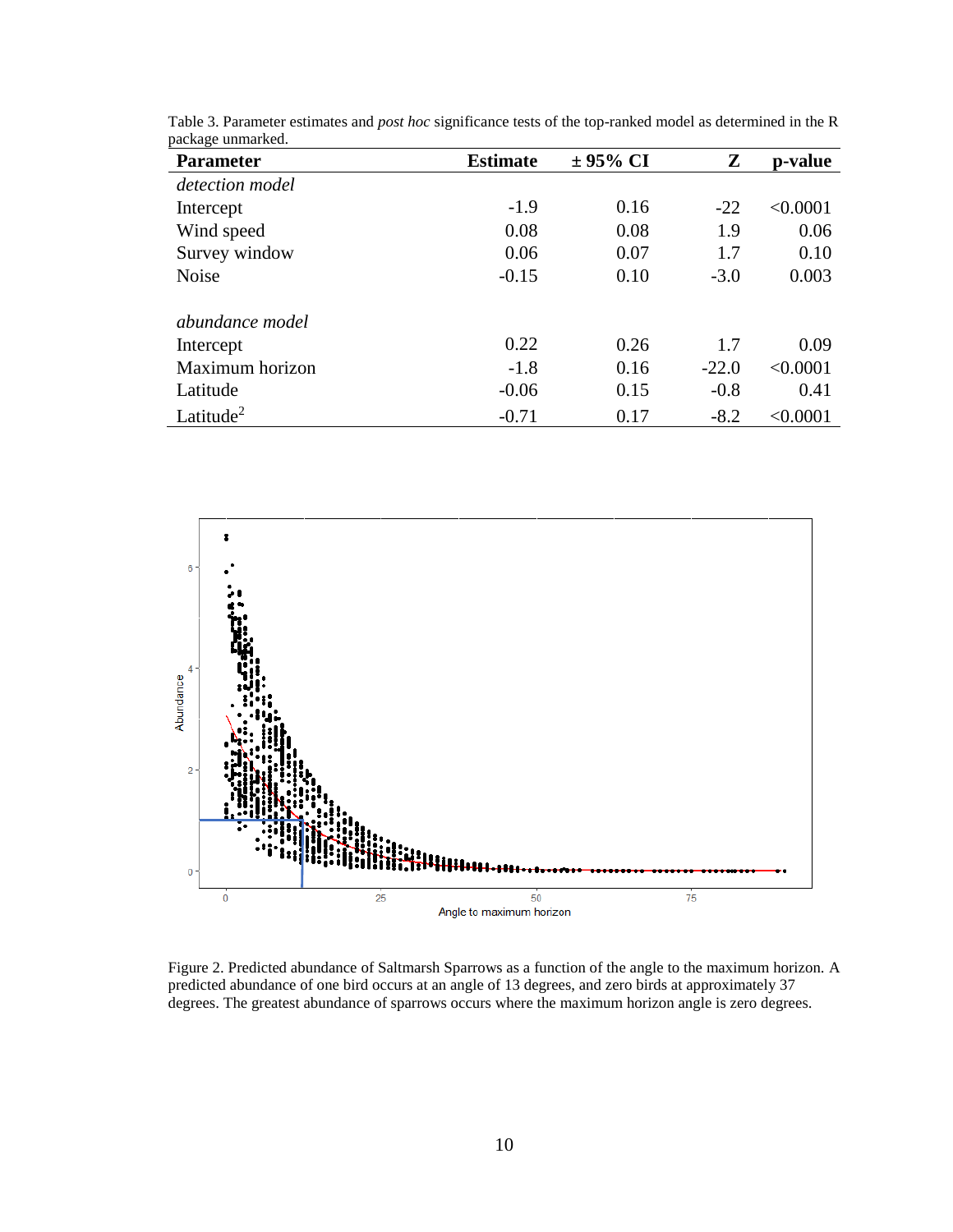Table 3. Parameter estimates and *post hoc* significance tests of the top-ranked model as determined in the R package unmarked.

| Parameter | Estimate | ± 95% CI | Z | p-value |
|---|---|---|---|---|
| *detection model* | | | | |
| Intercept | -1.9 | 0.16 | -22 | <0.0001 |
| Wind speed | 0.08 | 0.08 | 1.9 | 0.06 |
| Survey window | 0.06 | 0.07 | 1.7 | 0.10 |
| Noise | -0.15 | 0.10 | -3.0 | 0.003 |
| | | | | |
| *abundance model* | | | | |
| Intercept | 0.22 | 0.26 | 1.7 | 0.09 |
| Maximum horizon | -1.8 | 0.16 | -22.0 | <0.0001 |
| Latitude | -0.06 | 0.15 | -0.8 | 0.41 |
| Latitude$^2$ | -0.71 | 0.17 | -8.2 | <0.0001 |

Figure 2. Predicted abundance of Saltmarsh Sparrows as a function of the angle to the maximum horizon. A predicted abundance of one bird occurs at an angle of 13 degrees, and zero birds at approximately 37 degrees. The greatest abundance of sparrows occurs where the maximum horizon angle is zero degrees.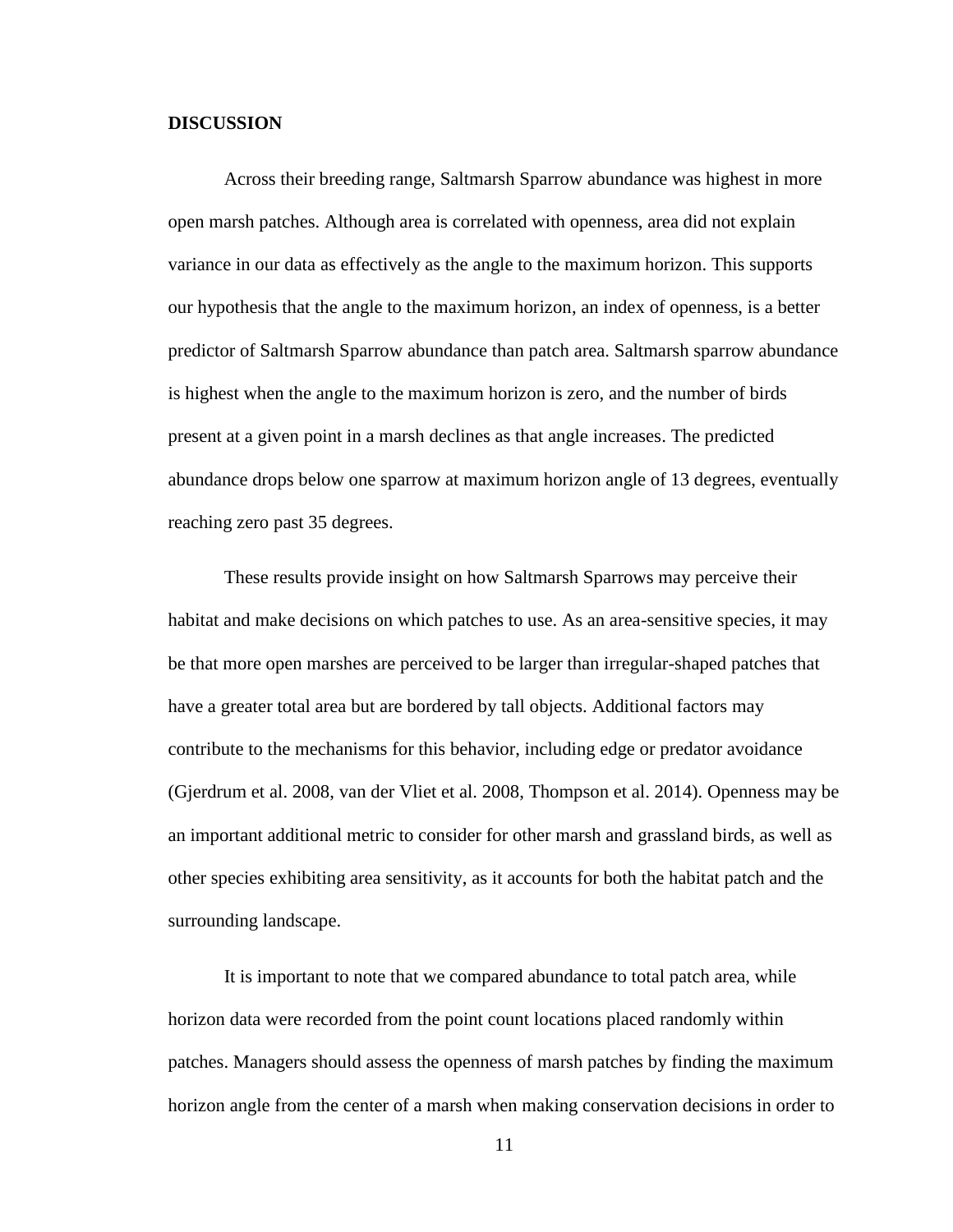## DISCUSSION

Across their breeding range, Saltmarsh Sparrow abundance was highest in more open marsh patches. Although area is correlated with openness, area did not explain variance in our data as effectively as the angle to the maximum horizon. This supports our hypothesis that the angle to the maximum horizon, an index of openness, is a better predictor of Saltmarsh Sparrow abundance than patch area. Saltmarsh sparrow abundance is highest when the angle to the maximum horizon is zero, and the number of birds present at a given point in a marsh declines as that angle increases. The predicted abundance drops below one sparrow at maximum horizon angle of 13 degrees, eventually reaching zero past 35 degrees.

These results provide insight on how Saltmarsh Sparrows may perceive their habitat and make decisions on which patches to use. As an area-sensitive species, it may be that more open marshes are perceived to be larger than irregular-shaped patches that have a greater total area but are bordered by tall objects. Additional factors may contribute to the mechanisms for this behavior, including edge or predator avoidance (Gjerdrum et al. 2008, van der Vliet et al. 2008, Thompson et al. 2014). Openness may be an important additional metric to consider for other marsh and grassland birds, as well as other species exhibiting area sensitivity, as it accounts for both the habitat patch and the surrounding landscape.

It is important to note that we compared abundance to total patch area, while horizon data were recorded from the point count locations placed randomly within patches. Managers should assess the openness of marsh patches by finding the maximum horizon angle from the center of a marsh when making conservation decisions in order to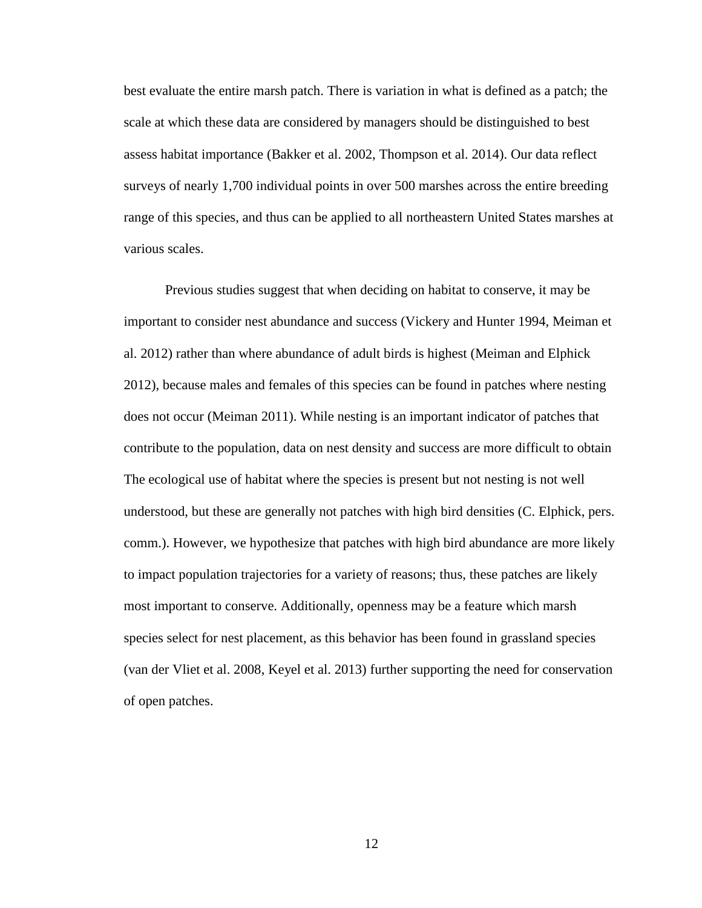best evaluate the entire marsh patch. There is variation in what is defined as a patch; the scale at which these data are considered by managers should be distinguished to best assess habitat importance (Bakker et al. 2002, Thompson et al. 2014). Our data reflect surveys of nearly 1,700 individual points in over 500 marshes across the entire breeding range of this species, and thus can be applied to all northeastern United States marshes at various scales.

Previous studies suggest that when deciding on habitat to conserve, it may be important to consider nest abundance and success (Vickery and Hunter 1994, Meiman et al. 2012) rather than where abundance of adult birds is highest (Meiman and Elphick 2012), because males and females of this species can be found in patches where nesting does not occur (Meiman 2011). While nesting is an important indicator of patches that contribute to the population, data on nest density and success are more difficult to obtain The ecological use of habitat where the species is present but not nesting is not well understood, but these are generally not patches with high bird densities (C. Elphick, pers. comm.). However, we hypothesize that patches with high bird abundance are more likely to impact population trajectories for a variety of reasons; thus, these patches are likely most important to conserve. Additionally, openness may be a feature which marsh species select for nest placement, as this behavior has been found in grassland species (van der Vliet et al. 2008, Keyel et al. 2013) further supporting the need for conservation of open patches.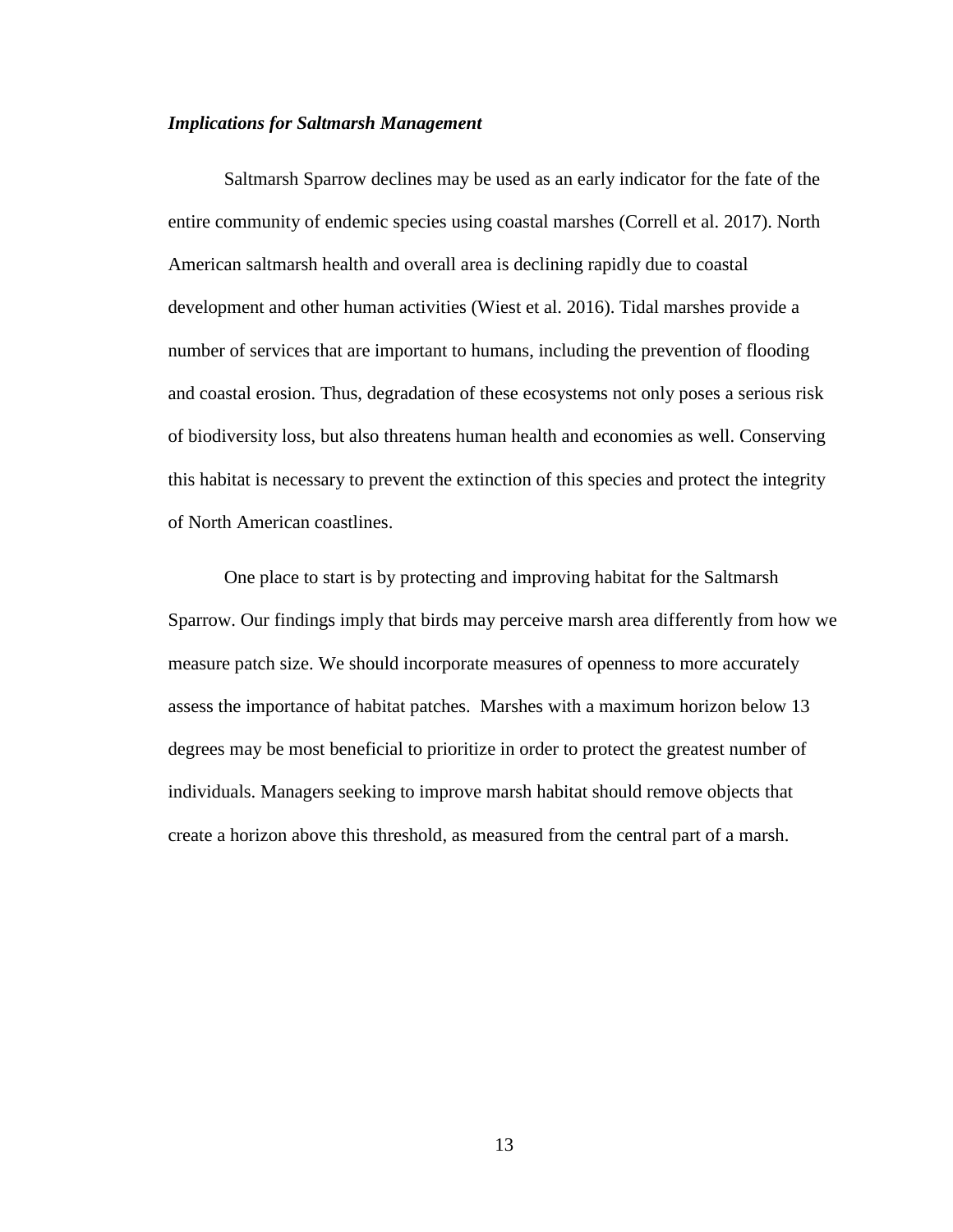### *Implications for Saltmarsh Management*

Saltmarsh Sparrow declines may be used as an early indicator for the fate of the entire community of endemic species using coastal marshes (Correll et al. 2017). North American saltmarsh health and overall area is declining rapidly due to coastal development and other human activities (Wiest et al. 2016). Tidal marshes provide a number of services that are important to humans, including the prevention of flooding and coastal erosion. Thus, degradation of these ecosystems not only poses a serious risk of biodiversity loss, but also threatens human health and economies as well. Conserving this habitat is necessary to prevent the extinction of this species and protect the integrity of North American coastlines.

One place to start is by protecting and improving habitat for the Saltmarsh Sparrow. Our findings imply that birds may perceive marsh area differently from how we measure patch size. We should incorporate measures of openness to more accurately assess the importance of habitat patches. Marshes with a maximum horizon below 13 degrees may be most beneficial to prioritize in order to protect the greatest number of individuals. Managers seeking to improve marsh habitat should remove objects that create a horizon above this threshold, as measured from the central part of a marsh.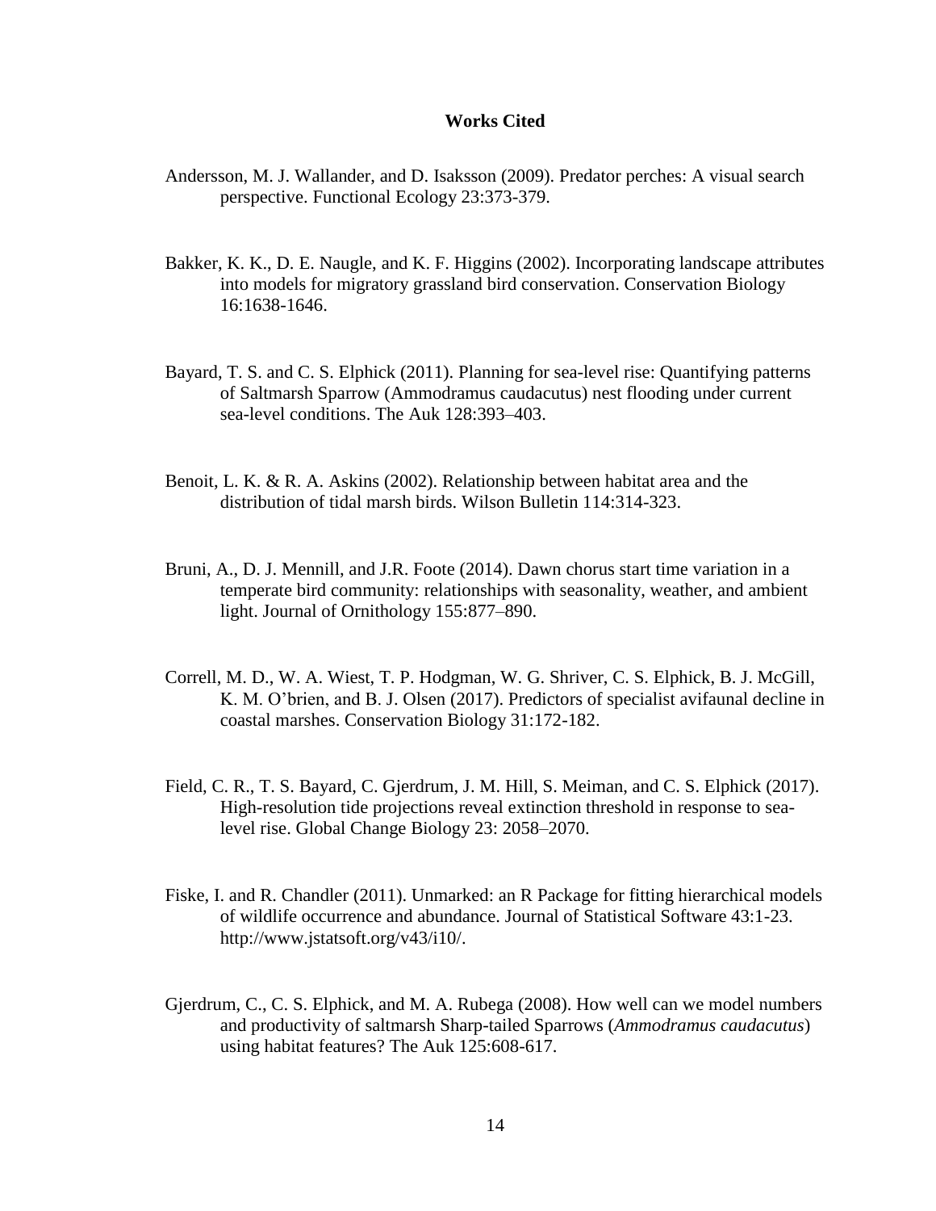## Works Cited

Andersson, M. J. Wallander, and D. Isaksson (2009). Predator perches: A visual search perspective. Functional Ecology 23:373-379.

Bakker, K. K., D. E. Naugle, and K. F. Higgins (2002). Incorporating landscape attributes into models for migratory grassland bird conservation. Conservation Biology 16:1638-1646.

Bayard, T. S. and C. S. Elphick (2011). Planning for sea-level rise: Quantifying patterns of Saltmarsh Sparrow (Ammodramus caudacutus) nest flooding under current sea-level conditions. The Auk 128:393–403.

Benoit, L. K. & R. A. Askins (2002). Relationship between habitat area and the distribution of tidal marsh birds. Wilson Bulletin 114:314-323.

Bruni, A., D. J. Mennill, and J.R. Foote (2014). Dawn chorus start time variation in a temperate bird community: relationships with seasonality, weather, and ambient light. Journal of Ornithology 155:877–890.

Correll, M. D., W. A. Wiest, T. P. Hodgman, W. G. Shriver, C. S. Elphick, B. J. McGill, K. M. O'brien, and B. J. Olsen (2017). Predictors of specialist avifaunal decline in coastal marshes. Conservation Biology 31:172-182.

Field, C. R., T. S. Bayard, C. Gjerdrum, J. M. Hill, S. Meiman, and C. S. Elphick (2017). High-resolution tide projections reveal extinction threshold in response to sea-level rise. Global Change Biology 23: 2058–2070.

Fiske, I. and R. Chandler (2011). Unmarked: an R Package for fitting hierarchical models of wildlife occurrence and abundance. Journal of Statistical Software 43:1-23. http://www.jstatsoft.org/v43/i10/.

Gjerdrum, C., C. S. Elphick, and M. A. Rubega (2008). How well can we model numbers and productivity of saltmarsh Sharp-tailed Sparrows (*Ammodramus caudacutus*) using habitat features? The Auk 125:608-617.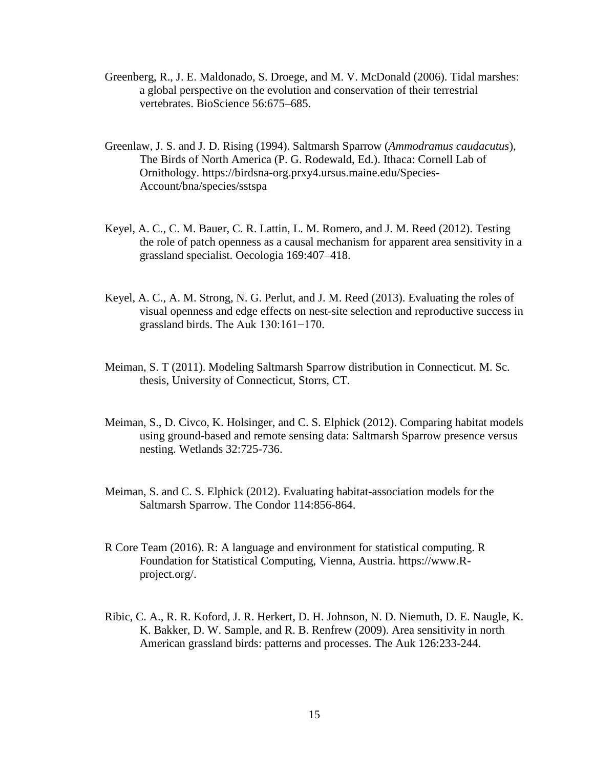Greenberg, R., J. E. Maldonado, S. Droege, and M. V. McDonald (2006). Tidal marshes: a global perspective on the evolution and conservation of their terrestrial vertebrates. BioScience 56:675–685.

Greenlaw, J. S. and J. D. Rising (1994). Saltmarsh Sparrow (*Ammodramus caudacutus*), The Birds of North America (P. G. Rodewald, Ed.). Ithaca: Cornell Lab of Ornithology. https://birdsna-org.prxy4.ursus.maine.edu/Species-Account/bna/species/sstspa

Keyel, A. C., C. M. Bauer, C. R. Lattin, L. M. Romero, and J. M. Reed (2012). Testing the role of patch openness as a causal mechanism for apparent area sensitivity in a grassland specialist. Oecologia 169:407–418.

Keyel, A. C., A. M. Strong, N. G. Perlut, and J. M. Reed (2013). Evaluating the roles of visual openness and edge effects on nest-site selection and reproductive success in grassland birds. The Auk 130:161−170.

Meiman, S. T (2011). Modeling Saltmarsh Sparrow distribution in Connecticut. M. Sc. thesis, University of Connecticut, Storrs, CT.

Meiman, S., D. Civco, K. Holsinger, and C. S. Elphick (2012). Comparing habitat models using ground-based and remote sensing data: Saltmarsh Sparrow presence versus nesting. Wetlands 32:725-736.

Meiman, S. and C. S. Elphick (2012). Evaluating habitat-association models for the Saltmarsh Sparrow. The Condor 114:856-864.

R Core Team (2016). R: A language and environment for statistical computing. R Foundation for Statistical Computing, Vienna, Austria. https://www.R-project.org/.

Ribic, C. A., R. R. Koford, J. R. Herkert, D. H. Johnson, N. D. Niemuth, D. E. Naugle, K. K. Bakker, D. W. Sample, and R. B. Renfrew (2009). Area sensitivity in north American grassland birds: patterns and processes. The Auk 126:233-244.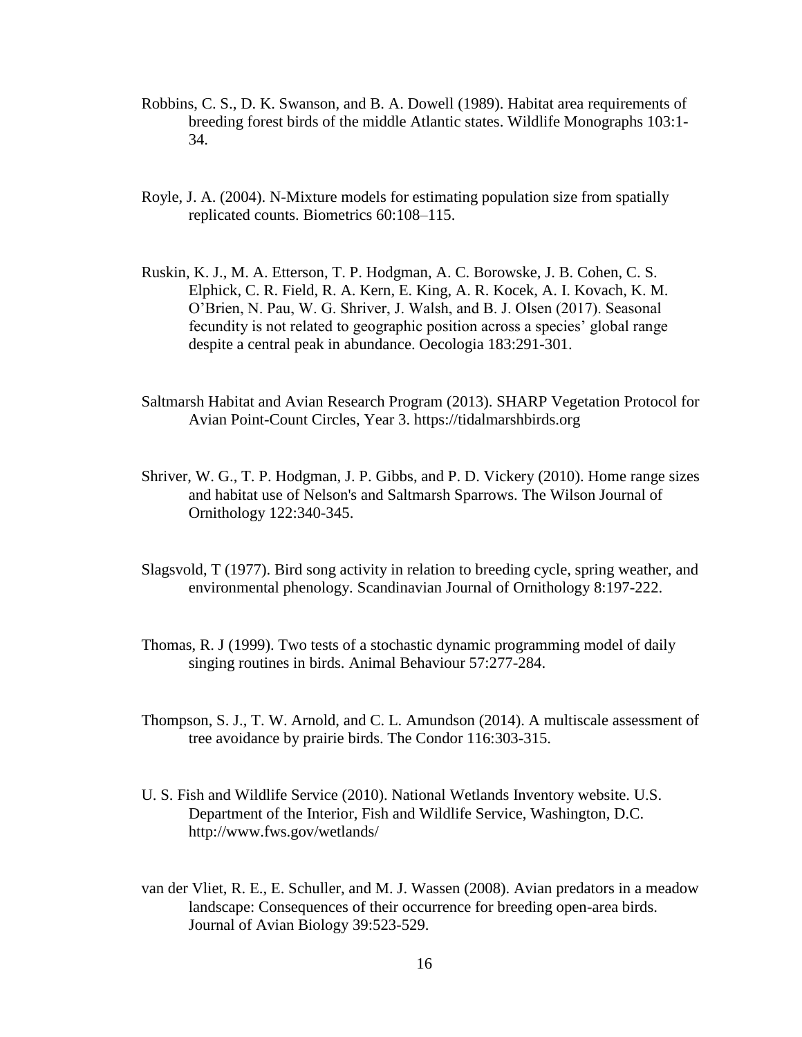Robbins, C. S., D. K. Swanson, and B. A. Dowell (1989). Habitat area requirements of breeding forest birds of the middle Atlantic states. Wildlife Monographs 103:1-34.

Royle, J. A. (2004). N-Mixture models for estimating population size from spatially replicated counts. Biometrics 60:108–115.

Ruskin, K. J., M. A. Etterson, T. P. Hodgman, A. C. Borowske, J. B. Cohen, C. S. Elphick, C. R. Field, R. A. Kern, E. King, A. R. Kocek, A. I. Kovach, K. M. O'Brien, N. Pau, W. G. Shriver, J. Walsh, and B. J. Olsen (2017). Seasonal fecundity is not related to geographic position across a species' global range despite a central peak in abundance. Oecologia 183:291-301.

Saltmarsh Habitat and Avian Research Program (2013). SHARP Vegetation Protocol for Avian Point-Count Circles, Year 3. https://tidalmarshbirds.org

Shriver, W. G., T. P. Hodgman, J. P. Gibbs, and P. D. Vickery (2010). Home range sizes and habitat use of Nelson's and Saltmarsh Sparrows. The Wilson Journal of Ornithology 122:340-345.

Slagsvold, T (1977). Bird song activity in relation to breeding cycle, spring weather, and environmental phenology. Scandinavian Journal of Ornithology 8:197-222.

Thomas, R. J (1999). Two tests of a stochastic dynamic programming model of daily singing routines in birds. Animal Behaviour 57:277-284.

Thompson, S. J., T. W. Arnold, and C. L. Amundson (2014). A multiscale assessment of tree avoidance by prairie birds. The Condor 116:303-315.

U. S. Fish and Wildlife Service (2010). National Wetlands Inventory website. U.S. Department of the Interior, Fish and Wildlife Service, Washington, D.C. http://www.fws.gov/wetlands/

van der Vliet, R. E., E. Schuller, and M. J. Wassen (2008). Avian predators in a meadow landscape: Consequences of their occurrence for breeding open-area birds. Journal of Avian Biology 39:523-529.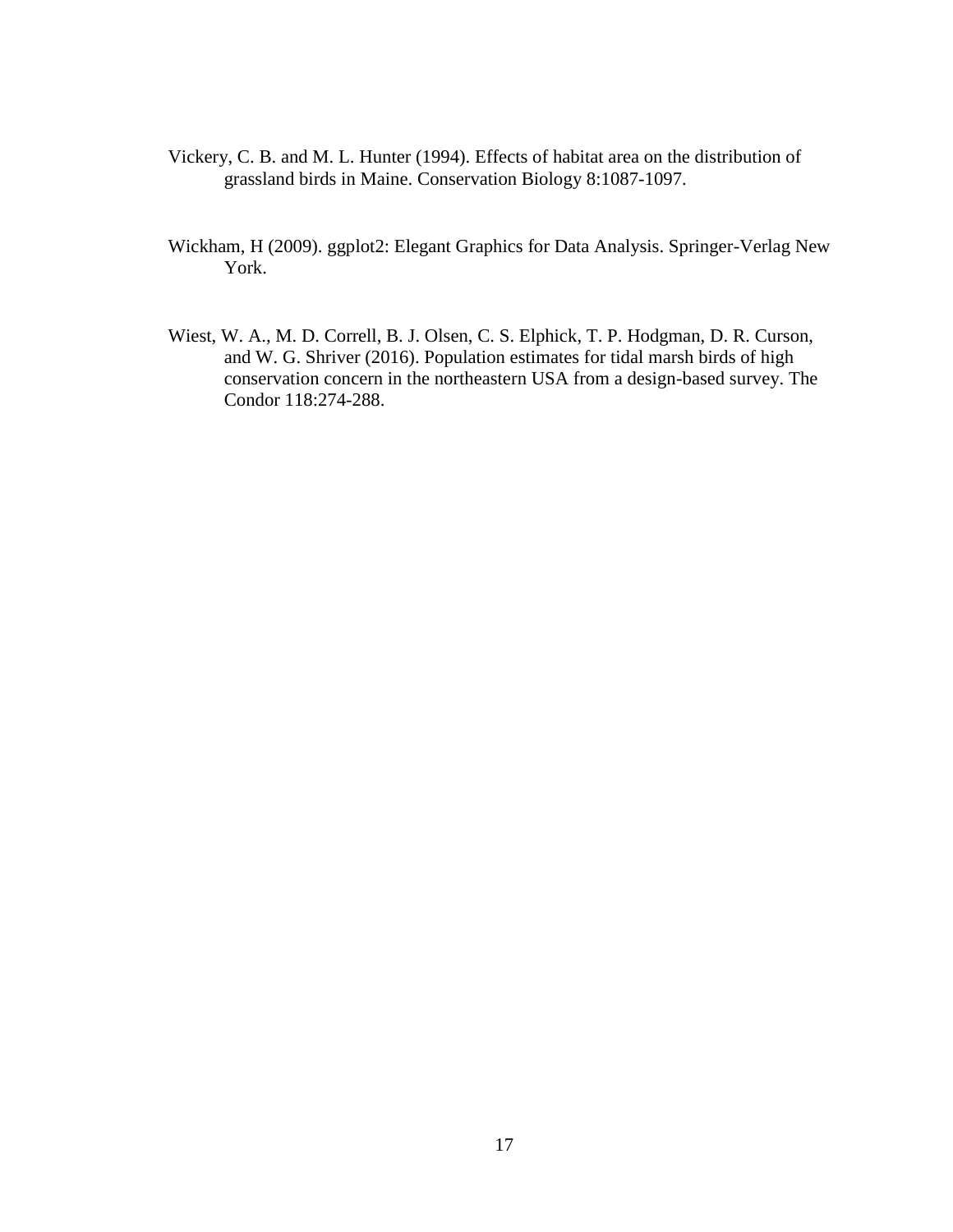Vickery, C. B. and M. L. Hunter (1994). Effects of habitat area on the distribution of grassland birds in Maine. Conservation Biology 8:1087-1097.

Wickham, H (2009). ggplot2: Elegant Graphics for Data Analysis. Springer-Verlag New York.

Wiest, W. A., M. D. Correll, B. J. Olsen, C. S. Elphick, T. P. Hodgman, D. R. Curson, and W. G. Shriver (2016). Population estimates for tidal marsh birds of high conservation concern in the northeastern USA from a design-based survey. The Condor 118:274-288.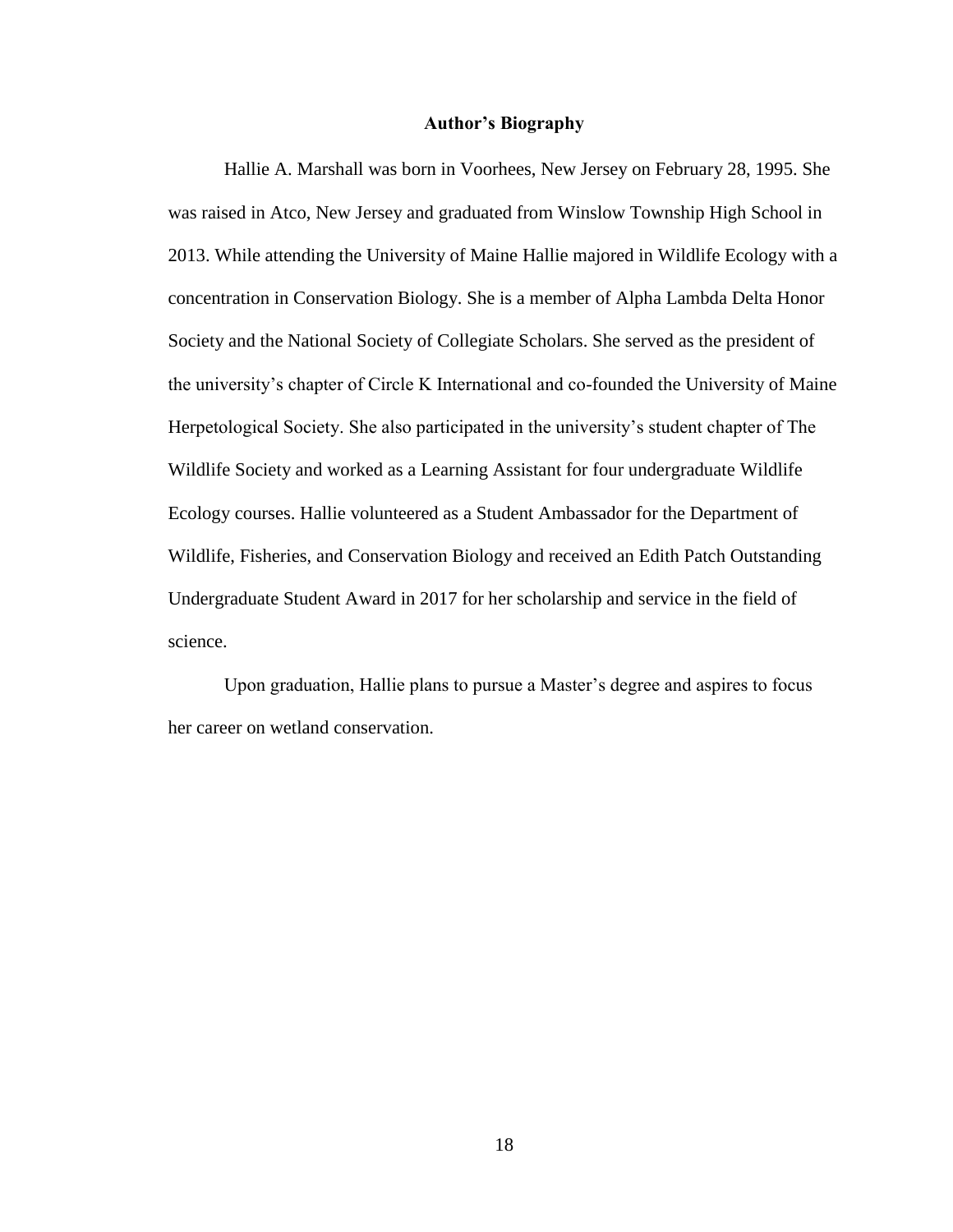## Author's Biography

Hallie A. Marshall was born in Voorhees, New Jersey on February 28, 1995. She was raised in Atco, New Jersey and graduated from Winslow Township High School in 2013. While attending the University of Maine Hallie majored in Wildlife Ecology with a concentration in Conservation Biology. She is a member of Alpha Lambda Delta Honor Society and the National Society of Collegiate Scholars. She served as the president of the university's chapter of Circle K International and co-founded the University of Maine Herpetological Society. She also participated in the university's student chapter of The Wildlife Society and worked as a Learning Assistant for four undergraduate Wildlife Ecology courses. Hallie volunteered as a Student Ambassador for the Department of Wildlife, Fisheries, and Conservation Biology and received an Edith Patch Outstanding Undergraduate Student Award in 2017 for her scholarship and service in the field of science.

Upon graduation, Hallie plans to pursue a Master's degree and aspires to focus her career on wetland conservation.